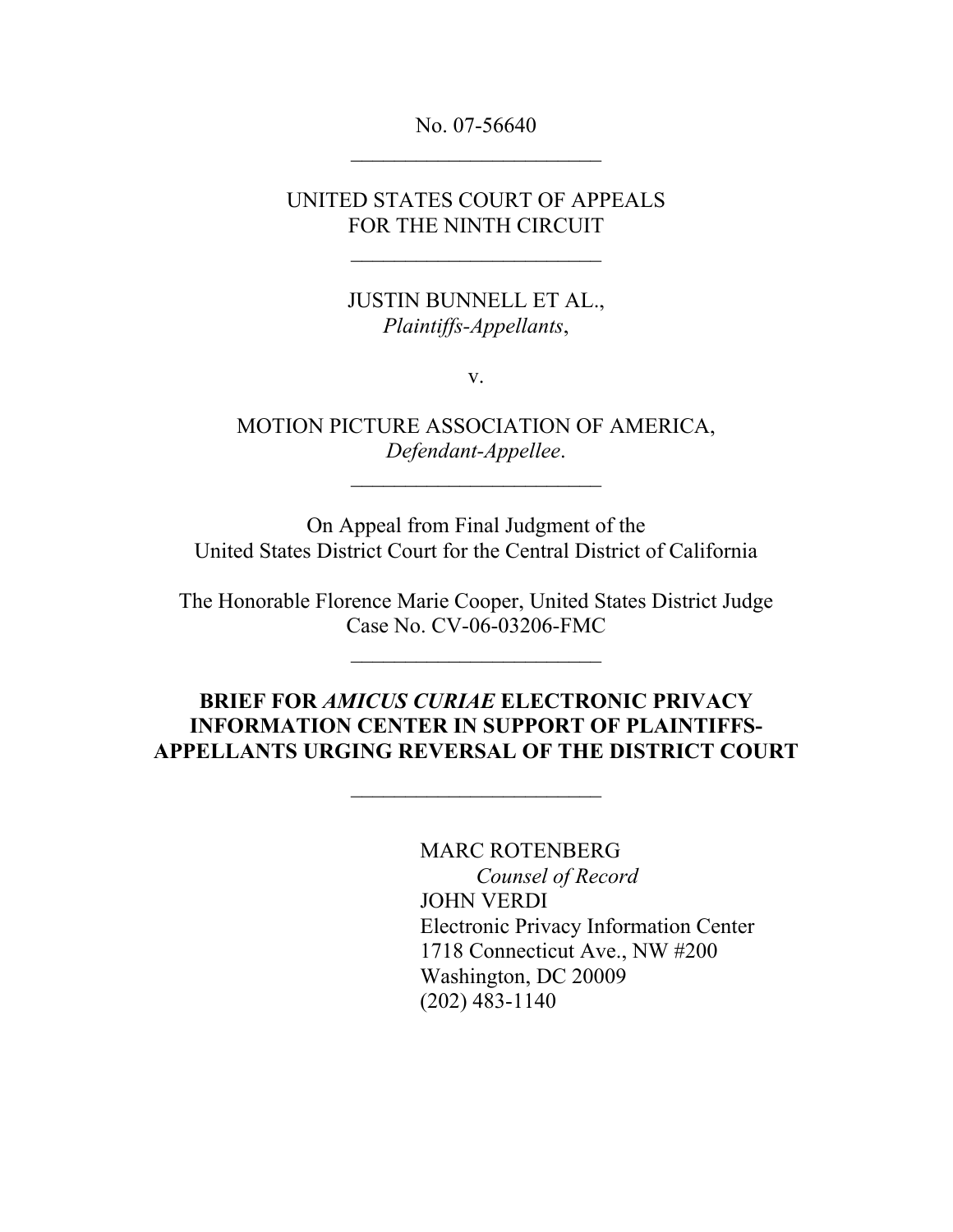No. 07-56640

---

UNITED STATES COURT OF APPEALS
FOR THE NINTH CIRCUIT

---

JUSTIN BUNNELL ET AL.,
*Plaintiffs-Appellants*,

v.

MOTION PICTURE ASSOCIATION OF AMERICA,
*Defendant-Appellee*.

---

On Appeal from Final Judgment of the
United States District Court for the Central District of California

The Honorable Florence Marie Cooper, United States District Judge
Case No. CV-06-03206-FMC

---

**BRIEF FOR *AMICUS CURIAE* ELECTRONIC PRIVACY INFORMATION CENTER IN SUPPORT OF PLAINTIFFS-APPELLANTS URGING REVERSAL OF THE DISTRICT COURT**

---

MARC ROTENBERG
*Counsel of Record*
JOHN VERDI
Electronic Privacy Information Center
1718 Connecticut Ave., NW #200
Washington, DC 20009
(202) 483-1140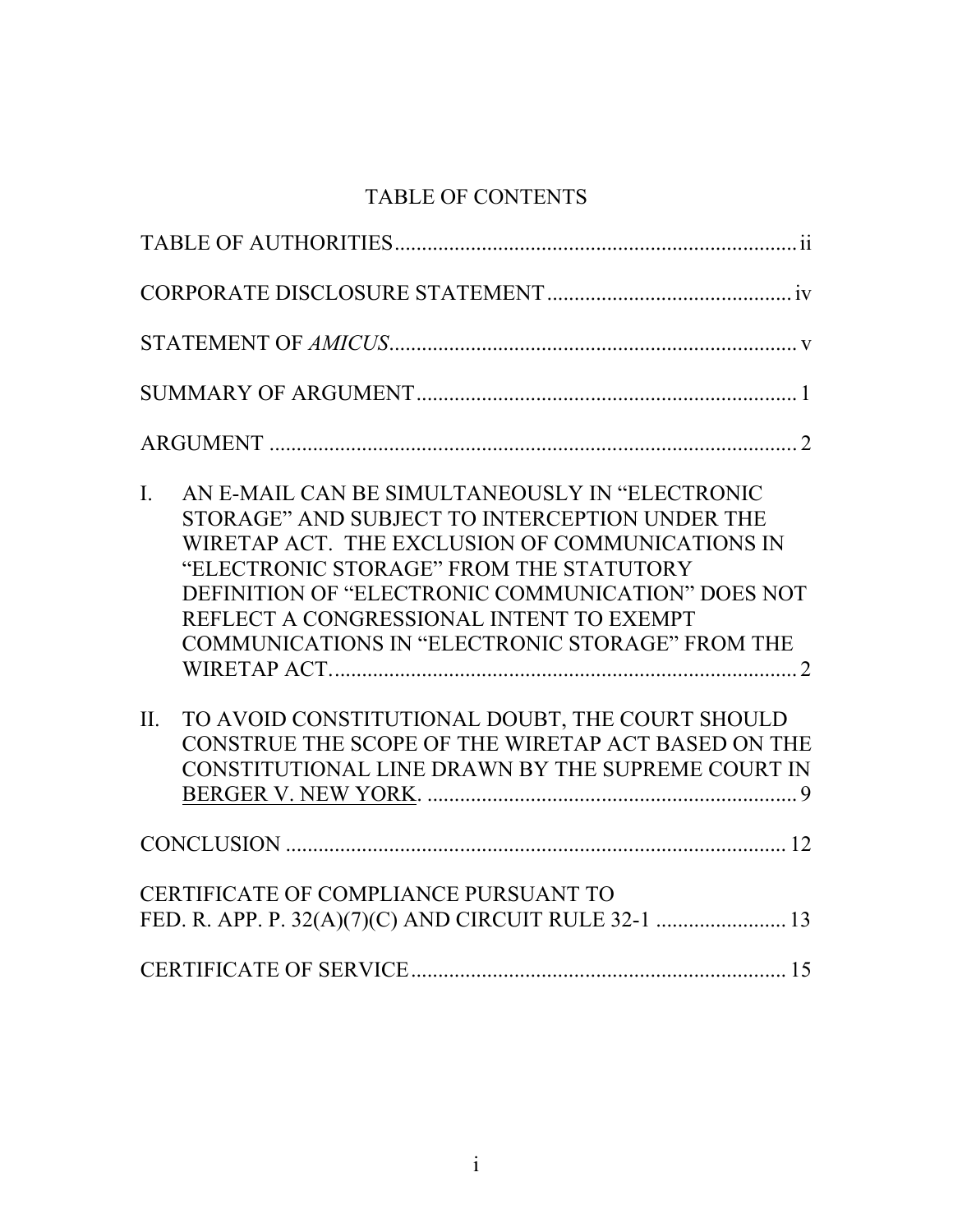# TABLE OF CONTENTS

TABLE OF AUTHORITIES .......... ii

CORPORATE DISCLOSURE STATEMENT .......... iv

STATEMENT OF *AMICUS* .......... v

SUMMARY OF ARGUMENT .......... 1

ARGUMENT .......... 2

I. AN E-MAIL CAN BE SIMULTANEOUSLY IN "ELECTRONIC STORAGE" AND SUBJECT TO INTERCEPTION UNDER THE WIRETAP ACT. THE EXCLUSION OF COMMUNICATIONS IN "ELECTRONIC STORAGE" FROM THE STATUTORY DEFINITION OF "ELECTRONIC COMMUNICATION" DOES NOT REFLECT A CONGRESSIONAL INTENT TO EXEMPT COMMUNICATIONS IN "ELECTRONIC STORAGE" FROM THE WIRETAP ACT. .......... 2

II. TO AVOID CONSTITUTIONAL DOUBT, THE COURT SHOULD CONSTRUE THE SCOPE OF THE WIRETAP ACT BASED ON THE CONSTITUTIONAL LINE DRAWN BY THE SUPREME COURT IN BERGER V. NEW YORK. .......... 9

CONCLUSION .......... 12

CERTIFICATE OF COMPLIANCE PURSUANT TO FED. R. APP. P. 32(A)(7)(C) AND CIRCUIT RULE 32-1 .......... 13

CERTIFICATE OF SERVICE .......... 15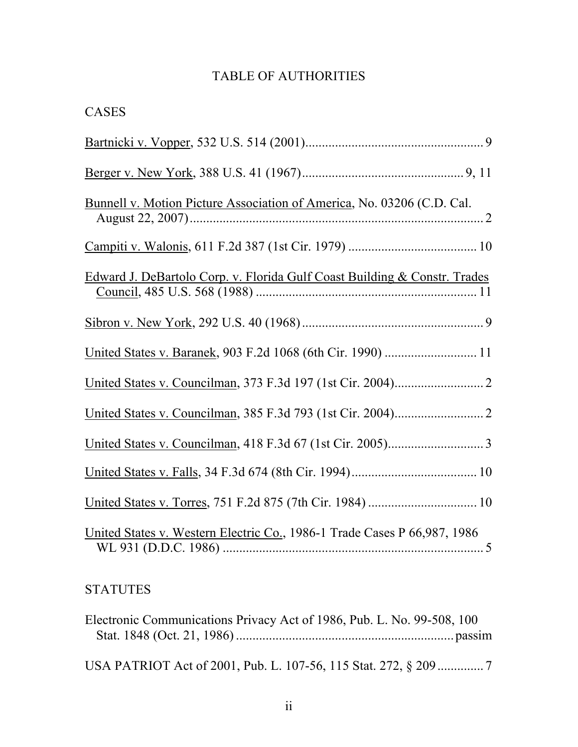# TABLE OF AUTHORITIES

## CASES

Bartnicki v. Vopper, 532 U.S. 514 (2001)........................................................ 9

Berger v. New York, 388 U.S. 41 (1967)................................................ 9, 11

Bunnell v. Motion Picture Association of America, No. 03206 (C.D. Cal. August 22, 2007)........................................................................................... 2

Campiti v. Walonis, 611 F.2d 387 (1st Cir. 1979) ...................................... 10

Edward J. DeBartolo Corp. v. Florida Gulf Coast Building & Constr. Trades Council, 485 U.S. 568 (1988) .................................................................. 11

Sibron v. New York, 292 U.S. 40 (1968) ....................................................... 9

United States v. Baranek, 903 F.2d 1068 (6th Cir. 1990) ........................... 11

United States v. Councilman, 373 F.3d 197 (1st Cir. 2004)........................... 2

United States v. Councilman, 385 F.3d 793 (1st Cir. 2004)........................... 2

United States v. Councilman, 418 F.3d 67 (1st Cir. 2005)............................. 3

United States v. Falls, 34 F.3d 674 (8th Cir. 1994)...................................... 10

United States v. Torres, 751 F.2d 875 (7th Cir. 1984) ................................. 10

United States v. Western Electric Co., 1986-1 Trade Cases P 66,987, 1986 WL 931 (D.D.C. 1986) ................................................................................ 5

## STATUTES

Electronic Communications Privacy Act of 1986, Pub. L. No. 99-508, 100 Stat. 1848 (Oct. 21, 1986) ................................................................. passim

USA PATRIOT Act of 2001, Pub. L. 107-56, 115 Stat. 272, § 209 .............. 7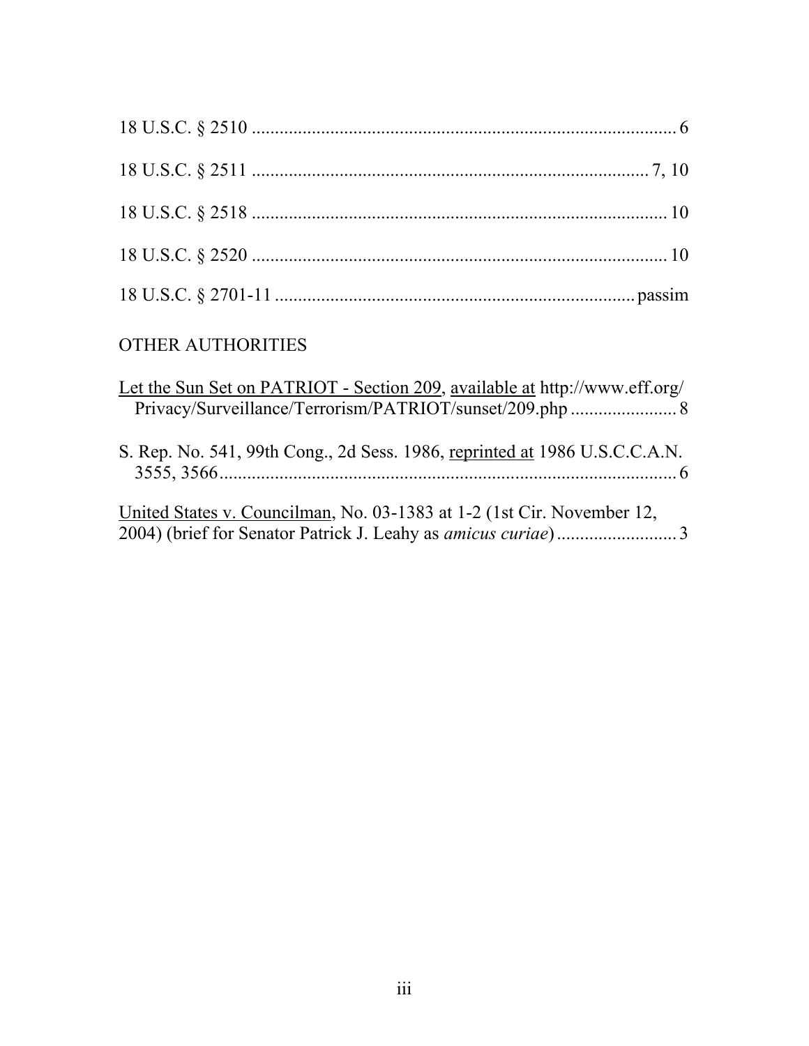18 U.S.C. § 2510 ............................................................................................ 6

18 U.S.C. § 2511 ..................................................................................... 7, 10

18 U.S.C. § 2518 ......................................................................................... 10

18 U.S.C. § 2520 ......................................................................................... 10

18 U.S.C. § 2701-11 ............................................................................ passim

## OTHER AUTHORITIES

Let the Sun Set on PATRIOT - Section 209, available at http://www.eff.org/Privacy/Surveillance/Terrorism/PATRIOT/sunset/209.php ....................... 8

S. Rep. No. 541, 99th Cong., 2d Sess. 1986, reprinted at 1986 U.S.C.C.A.N. 3555, 3566 ................................................................................................ 6

United States v. Councilman, No. 03-1383 at 1-2 (1st Cir. November 12, 2004) (brief for Senator Patrick J. Leahy as *amicus curiae*) .......................... 3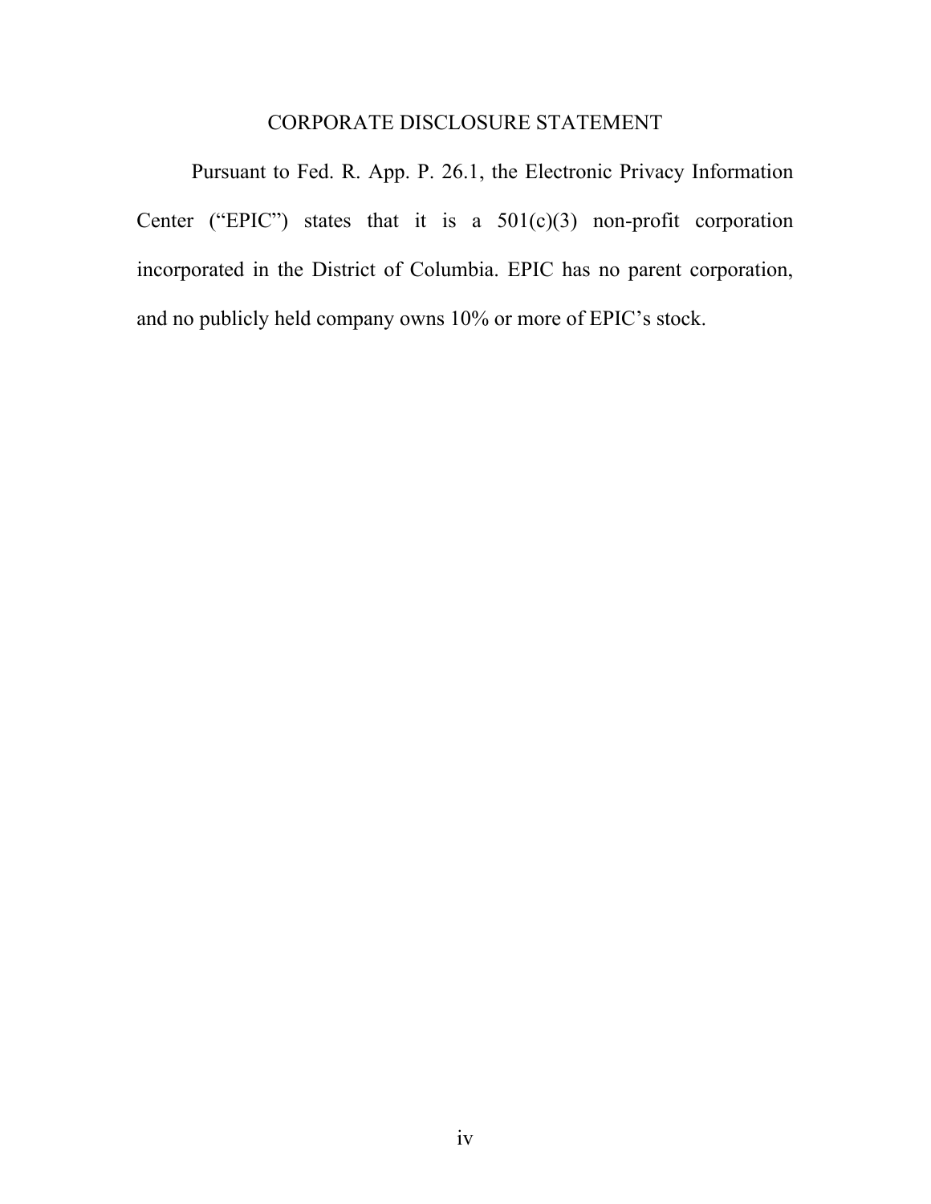## CORPORATE DISCLOSURE STATEMENT

Pursuant to Fed. R. App. P. 26.1, the Electronic Privacy Information Center ("EPIC") states that it is a 501(c)(3) non-profit corporation incorporated in the District of Columbia. EPIC has no parent corporation, and no publicly held company owns 10% or more of EPIC's stock.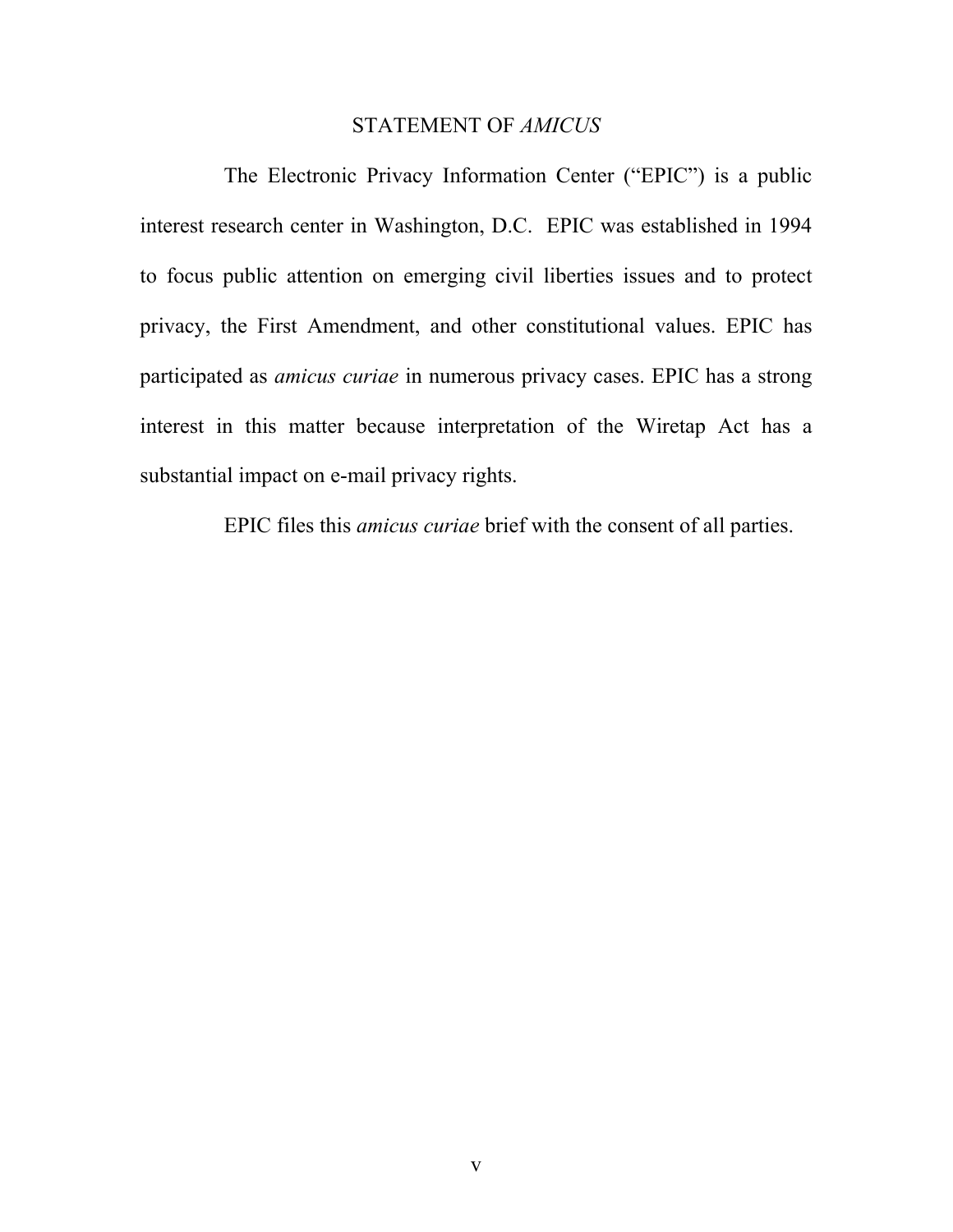## STATEMENT OF *AMICUS*

The Electronic Privacy Information Center ("EPIC") is a public interest research center in Washington, D.C. EPIC was established in 1994 to focus public attention on emerging civil liberties issues and to protect privacy, the First Amendment, and other constitutional values. EPIC has participated as *amicus curiae* in numerous privacy cases. EPIC has a strong interest in this matter because interpretation of the Wiretap Act has a substantial impact on e-mail privacy rights.

EPIC files this *amicus curiae* brief with the consent of all parties.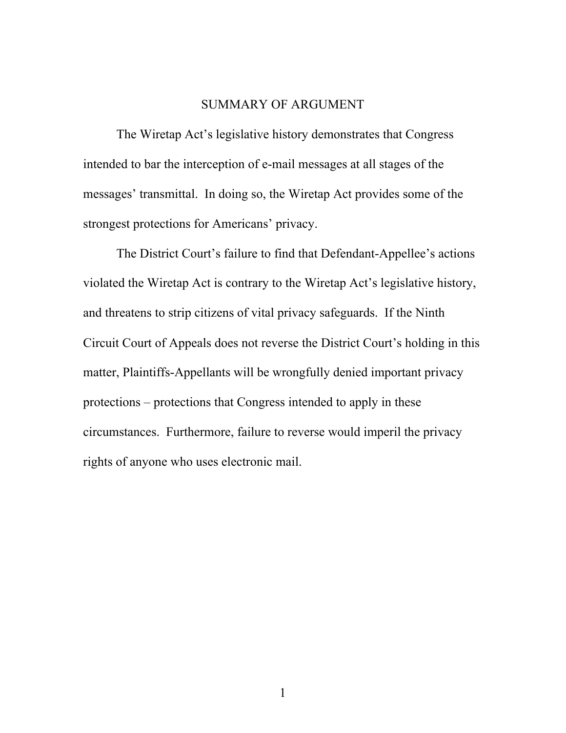## SUMMARY OF ARGUMENT

The Wiretap Act's legislative history demonstrates that Congress intended to bar the interception of e-mail messages at all stages of the messages' transmittal. In doing so, the Wiretap Act provides some of the strongest protections for Americans' privacy.

The District Court's failure to find that Defendant-Appellee's actions violated the Wiretap Act is contrary to the Wiretap Act's legislative history, and threatens to strip citizens of vital privacy safeguards. If the Ninth Circuit Court of Appeals does not reverse the District Court's holding in this matter, Plaintiffs-Appellants will be wrongfully denied important privacy protections – protections that Congress intended to apply in these circumstances. Furthermore, failure to reverse would imperil the privacy rights of anyone who uses electronic mail.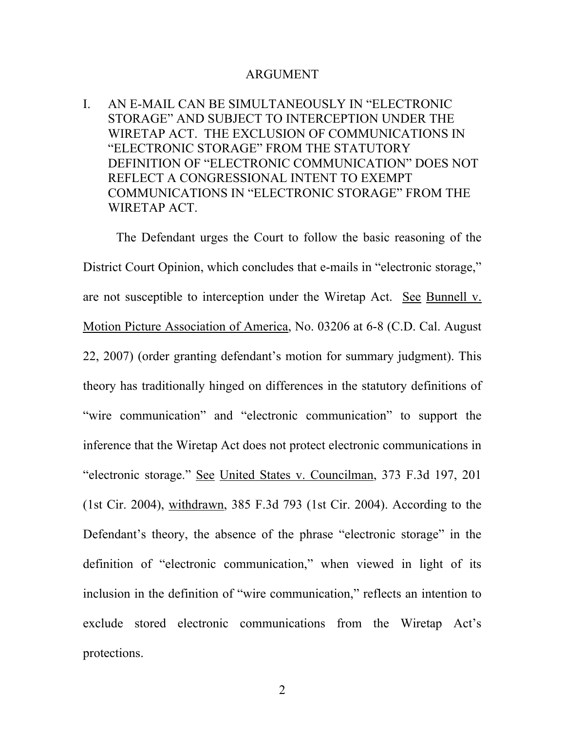## ARGUMENT

### I. AN E-MAIL CAN BE SIMULTANEOUSLY IN "ELECTRONIC STORAGE" AND SUBJECT TO INTERCEPTION UNDER THE WIRETAP ACT. THE EXCLUSION OF COMMUNICATIONS IN "ELECTRONIC STORAGE" FROM THE STATUTORY DEFINITION OF "ELECTRONIC COMMUNICATION" DOES NOT REFLECT A CONGRESSIONAL INTENT TO EXEMPT COMMUNICATIONS IN "ELECTRONIC STORAGE" FROM THE WIRETAP ACT.

The Defendant urges the Court to follow the basic reasoning of the District Court Opinion, which concludes that e-mails in "electronic storage," are not susceptible to interception under the Wiretap Act. See Bunnell v. Motion Picture Association of America, No. 03206 at 6-8 (C.D. Cal. August 22, 2007) (order granting defendant's motion for summary judgment). This theory has traditionally hinged on differences in the statutory definitions of "wire communication" and "electronic communication" to support the inference that the Wiretap Act does not protect electronic communications in "electronic storage." See United States v. Councilman, 373 F.3d 197, 201 (1st Cir. 2004), withdrawn, 385 F.3d 793 (1st Cir. 2004). According to the Defendant's theory, the absence of the phrase "electronic storage" in the definition of "electronic communication," when viewed in light of its inclusion in the definition of "wire communication," reflects an intention to exclude stored electronic communications from the Wiretap Act's protections.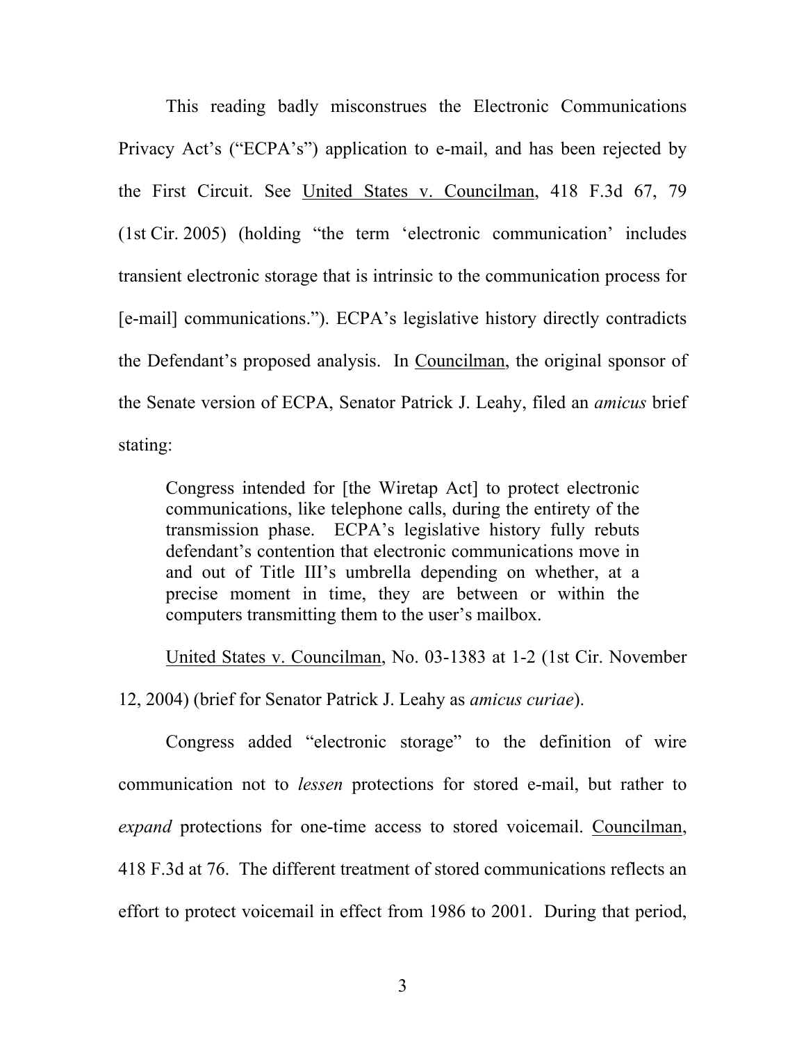This reading badly misconstrues the Electronic Communications Privacy Act's ("ECPA's") application to e-mail, and has been rejected by the First Circuit. See United States v. Councilman, 418 F.3d 67, 79 (1st Cir. 2005) (holding "the term 'electronic communication' includes transient electronic storage that is intrinsic to the communication process for [e-mail] communications."). ECPA's legislative history directly contradicts the Defendant's proposed analysis. In Councilman, the original sponsor of the Senate version of ECPA, Senator Patrick J. Leahy, filed an *amicus* brief stating:

> Congress intended for [the Wiretap Act] to protect electronic communications, like telephone calls, during the entirety of the transmission phase. ECPA's legislative history fully rebuts defendant's contention that electronic communications move in and out of Title III's umbrella depending on whether, at a precise moment in time, they are between or within the computers transmitting them to the user's mailbox.

United States v. Councilman, No. 03-1383 at 1-2 (1st Cir. November 12, 2004) (brief for Senator Patrick J. Leahy as *amicus curiae*).

Congress added "electronic storage" to the definition of wire communication not to *lessen* protections for stored e-mail, but rather to *expand* protections for one-time access to stored voicemail. Councilman, 418 F.3d at 76. The different treatment of stored communications reflects an effort to protect voicemail in effect from 1986 to 2001. During that period,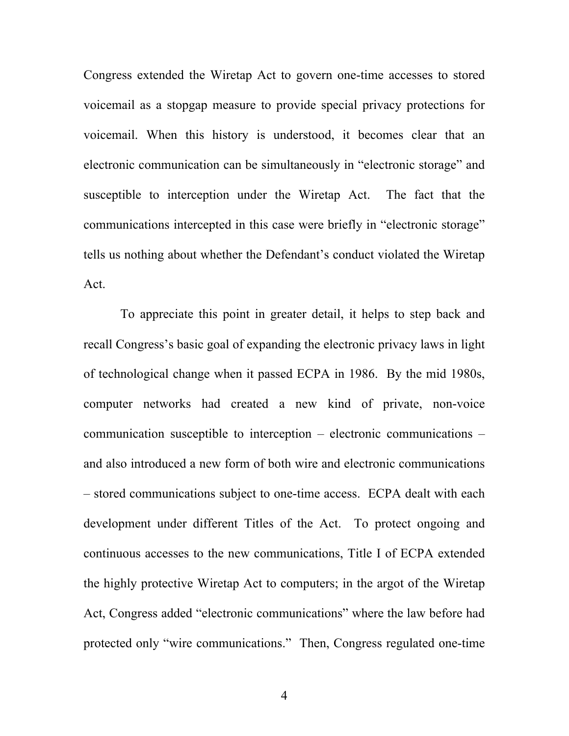Congress extended the Wiretap Act to govern one-time accesses to stored voicemail as a stopgap measure to provide special privacy protections for voicemail. When this history is understood, it becomes clear that an electronic communication can be simultaneously in "electronic storage" and susceptible to interception under the Wiretap Act. The fact that the communications intercepted in this case were briefly in "electronic storage" tells us nothing about whether the Defendant's conduct violated the Wiretap Act.

To appreciate this point in greater detail, it helps to step back and recall Congress's basic goal of expanding the electronic privacy laws in light of technological change when it passed ECPA in 1986. By the mid 1980s, computer networks had created a new kind of private, non-voice communication susceptible to interception – electronic communications – and also introduced a new form of both wire and electronic communications – stored communications subject to one-time access. ECPA dealt with each development under different Titles of the Act. To protect ongoing and continuous accesses to the new communications, Title I of ECPA extended the highly protective Wiretap Act to computers; in the argot of the Wiretap Act, Congress added "electronic communications" where the law before had protected only "wire communications." Then, Congress regulated one-time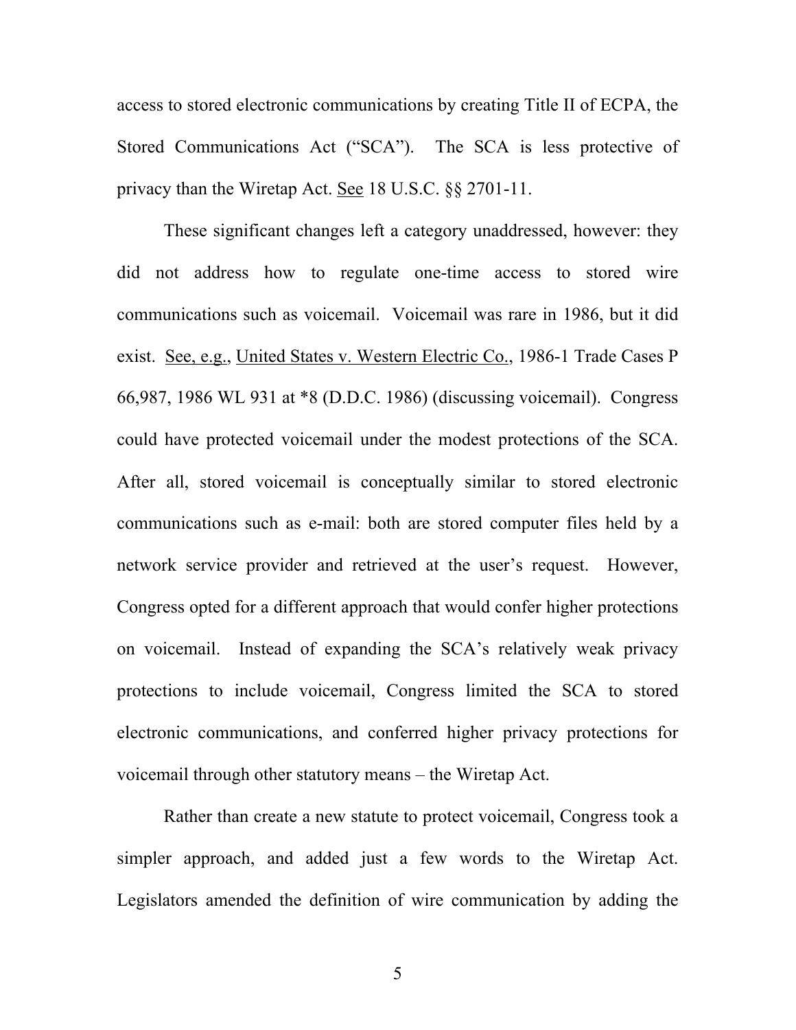access to stored electronic communications by creating Title II of ECPA, the Stored Communications Act ("SCA"). The SCA is less protective of privacy than the Wiretap Act. See 18 U.S.C. §§ 2701-11.

These significant changes left a category unaddressed, however: they did not address how to regulate one-time access to stored wire communications such as voicemail. Voicemail was rare in 1986, but it did exist. See, e.g., United States v. Western Electric Co., 1986-1 Trade Cases P 66,987, 1986 WL 931 at *8 (D.D.C. 1986) (discussing voicemail). Congress could have protected voicemail under the modest protections of the SCA. After all, stored voicemail is conceptually similar to stored electronic communications such as e-mail: both are stored computer files held by a network service provider and retrieved at the user's request. However, Congress opted for a different approach that would confer higher protections on voicemail. Instead of expanding the SCA's relatively weak privacy protections to include voicemail, Congress limited the SCA to stored electronic communications, and conferred higher privacy protections for voicemail through other statutory means – the Wiretap Act.

Rather than create a new statute to protect voicemail, Congress took a simpler approach, and added just a few words to the Wiretap Act. Legislators amended the definition of wire communication by adding the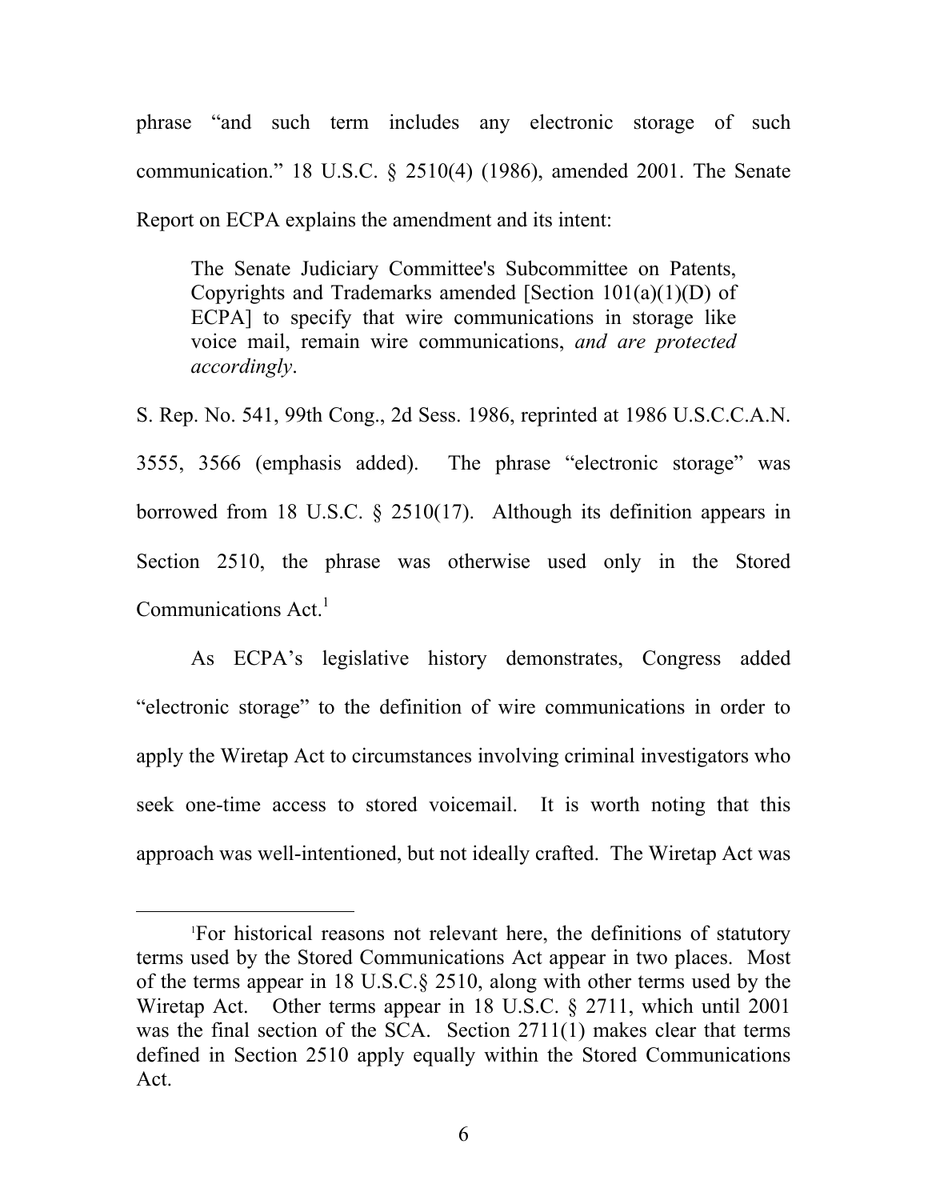phrase "and such term includes any electronic storage of such communication." 18 U.S.C. § 2510(4) (1986), amended 2001. The Senate Report on ECPA explains the amendment and its intent:

> The Senate Judiciary Committee's Subcommittee on Patents, Copyrights and Trademarks amended [Section 101(a)(1)(D) of ECPA] to specify that wire communications in storage like voice mail, remain wire communications, *and are protected accordingly*.

S. Rep. No. 541, 99th Cong., 2d Sess. 1986, reprinted at 1986 U.S.C.C.A.N. 3555, 3566 (emphasis added). The phrase "electronic storage" was borrowed from 18 U.S.C. § 2510(17). Although its definition appears in Section 2510, the phrase was otherwise used only in the Stored Communications Act.[1]

As ECPA's legislative history demonstrates, Congress added "electronic storage" to the definition of wire communications in order to apply the Wiretap Act to circumstances involving criminal investigators who seek one-time access to stored voicemail. It is worth noting that this approach was well-intentioned, but not ideally crafted. The Wiretap Act was

---

[1] For historical reasons not relevant here, the definitions of statutory terms used by the Stored Communications Act appear in two places. Most of the terms appear in 18 U.S.C.§ 2510, along with other terms used by the Wiretap Act. Other terms appear in 18 U.S.C. § 2711, which until 2001 was the final section of the SCA. Section 2711(1) makes clear that terms defined in Section 2510 apply equally within the Stored Communications Act.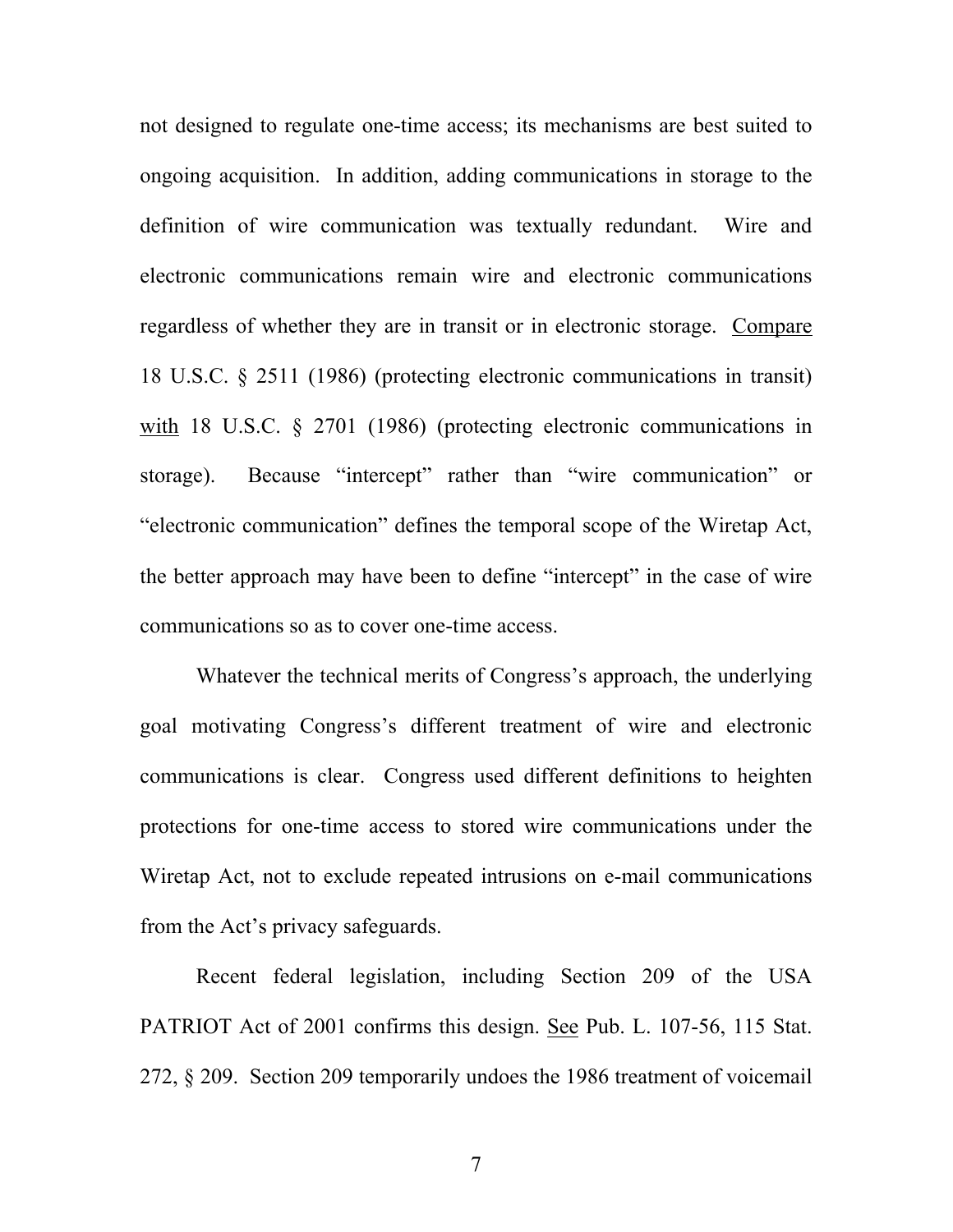not designed to regulate one-time access; its mechanisms are best suited to ongoing acquisition. In addition, adding communications in storage to the definition of wire communication was textually redundant. Wire and electronic communications remain wire and electronic communications regardless of whether they are in transit or in electronic storage. Compare 18 U.S.C. § 2511 (1986) (protecting electronic communications in transit) with 18 U.S.C. § 2701 (1986) (protecting electronic communications in storage). Because "intercept" rather than "wire communication" or "electronic communication" defines the temporal scope of the Wiretap Act, the better approach may have been to define "intercept" in the case of wire communications so as to cover one-time access.

Whatever the technical merits of Congress's approach, the underlying goal motivating Congress's different treatment of wire and electronic communications is clear. Congress used different definitions to heighten protections for one-time access to stored wire communications under the Wiretap Act, not to exclude repeated intrusions on e-mail communications from the Act's privacy safeguards.

Recent federal legislation, including Section 209 of the USA PATRIOT Act of 2001 confirms this design. See Pub. L. 107-56, 115 Stat. 272, § 209. Section 209 temporarily undoes the 1986 treatment of voicemail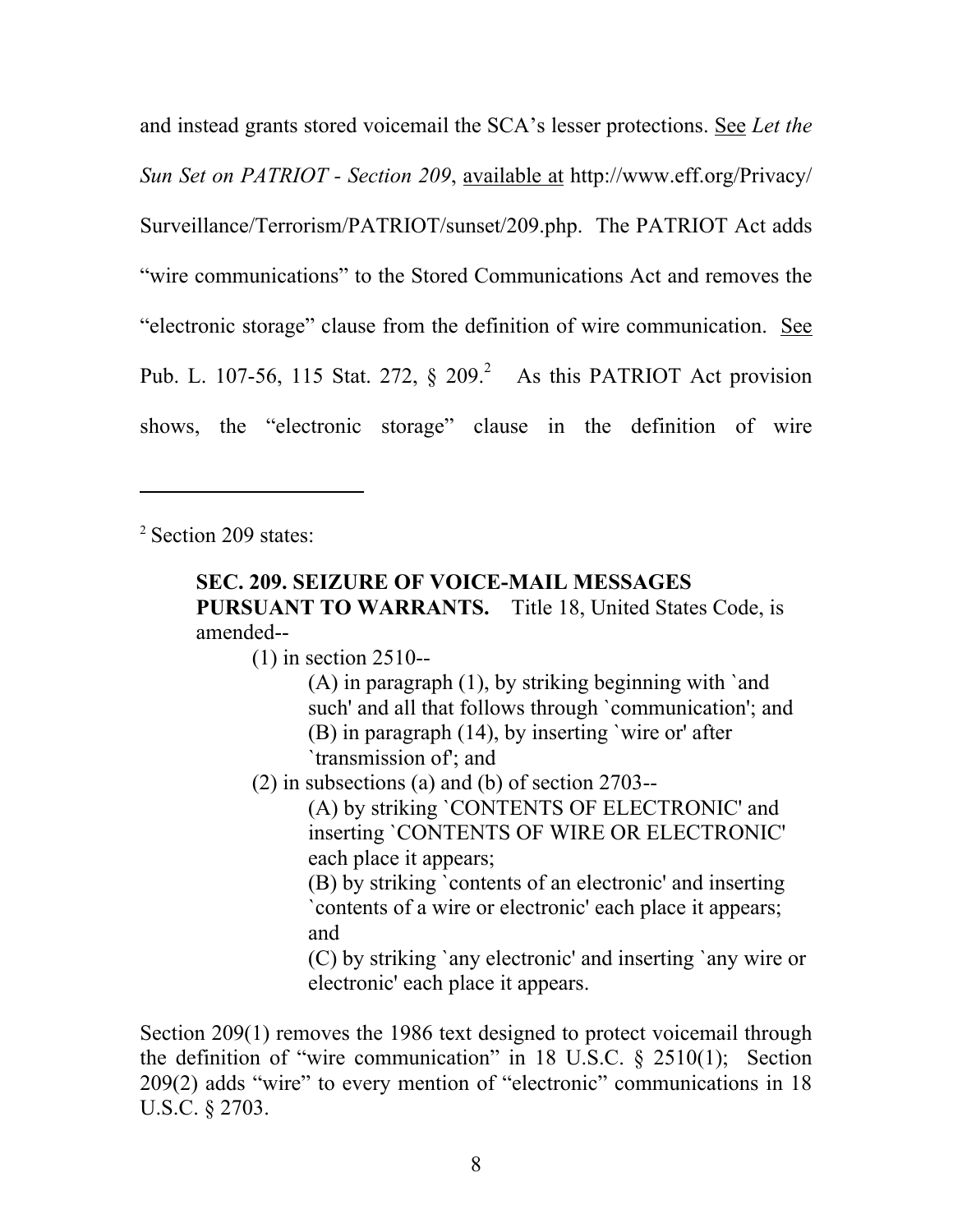and instead grants stored voicemail the SCA's lesser protections. See *Let the Sun Set on PATRIOT - Section 209*, available at http://www.eff.org/Privacy/Surveillance/Terrorism/PATRIOT/sunset/209.php. The PATRIOT Act adds "wire communications" to the Stored Communications Act and removes the "electronic storage" clause from the definition of wire communication. See Pub. L. 107-56, 115 Stat. 272, § 209.[2] As this PATRIOT Act provision shows, the "electronic storage" clause in the definition of wire

---

[2] Section 209 states:

> **SEC. 209. SEIZURE OF VOICE-MAIL MESSAGES PURSUANT TO WARRANTS.** Title 18, United States Code, is amended--
>
> (1) in section 2510--
>
> (A) in paragraph (1), by striking beginning with `and such' and all that follows through `communication'; and
> (B) in paragraph (14), by inserting `wire or' after `transmission of'; and
>
> (2) in subsections (a) and (b) of section 2703--
>
> (A) by striking `CONTENTS OF ELECTRONIC' and inserting `CONTENTS OF WIRE OR ELECTRONIC' each place it appears;
> (B) by striking `contents of an electronic' and inserting `contents of a wire or electronic' each place it appears; and
> (C) by striking `any electronic' and inserting `any wire or electronic' each place it appears.

Section 209(1) removes the 1986 text designed to protect voicemail through the definition of "wire communication" in 18 U.S.C. § 2510(1); Section 209(2) adds "wire" to every mention of "electronic" communications in 18 U.S.C. § 2703.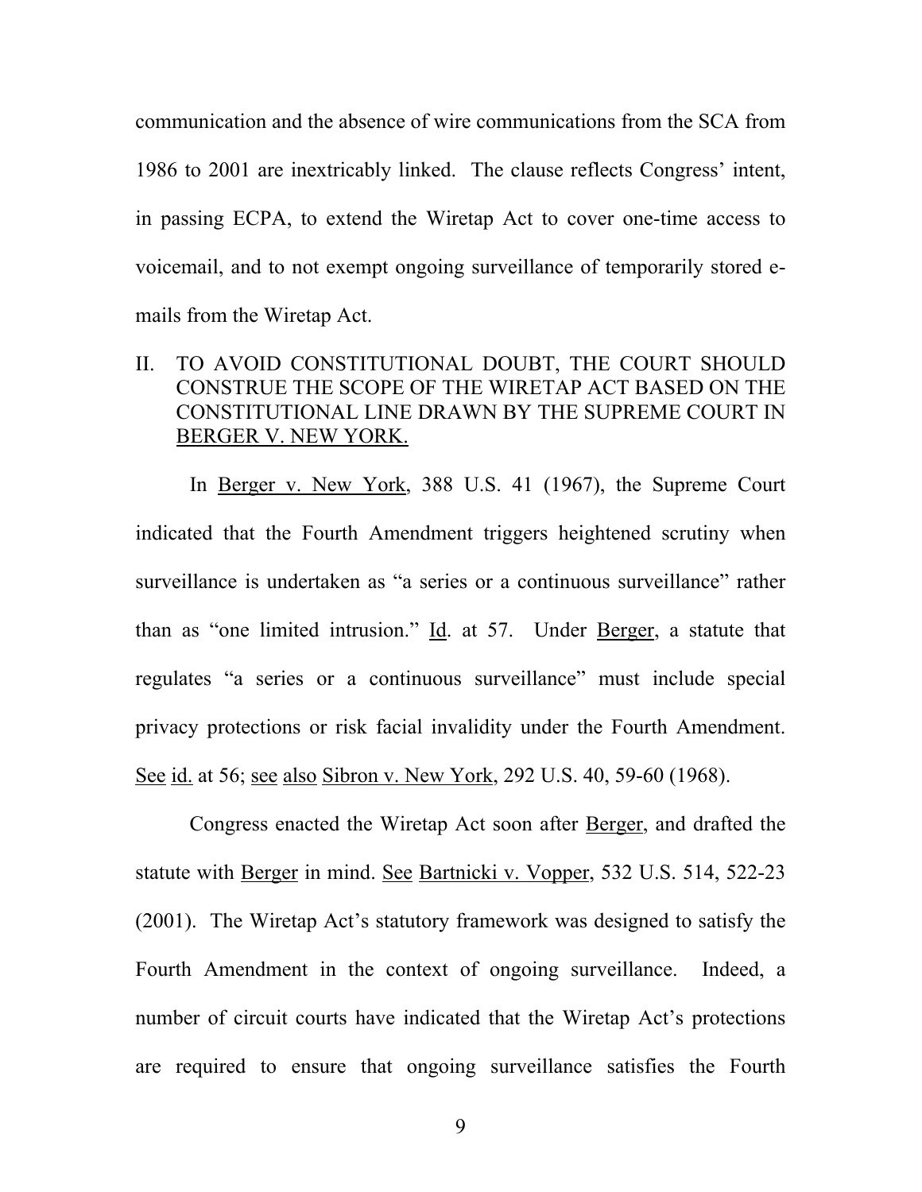communication and the absence of wire communications from the SCA from 1986 to 2001 are inextricably linked. The clause reflects Congress' intent, in passing ECPA, to extend the Wiretap Act to cover one-time access to voicemail, and to not exempt ongoing surveillance of temporarily stored e-mails from the Wiretap Act.

## II. TO AVOID CONSTITUTIONAL DOUBT, THE COURT SHOULD CONSTRUE THE SCOPE OF THE WIRETAP ACT BASED ON THE CONSTITUTIONAL LINE DRAWN BY THE SUPREME COURT IN BERGER V. NEW YORK.

In Berger v. New York, 388 U.S. 41 (1967), the Supreme Court indicated that the Fourth Amendment triggers heightened scrutiny when surveillance is undertaken as "a series or a continuous surveillance" rather than as "one limited intrusion." Id. at 57. Under Berger, a statute that regulates "a series or a continuous surveillance" must include special privacy protections or risk facial invalidity under the Fourth Amendment. See id. at 56; see also Sibron v. New York, 292 U.S. 40, 59-60 (1968).

Congress enacted the Wiretap Act soon after Berger, and drafted the statute with Berger in mind. See Bartnicki v. Vopper, 532 U.S. 514, 522-23 (2001). The Wiretap Act's statutory framework was designed to satisfy the Fourth Amendment in the context of ongoing surveillance. Indeed, a number of circuit courts have indicated that the Wiretap Act's protections are required to ensure that ongoing surveillance satisfies the Fourth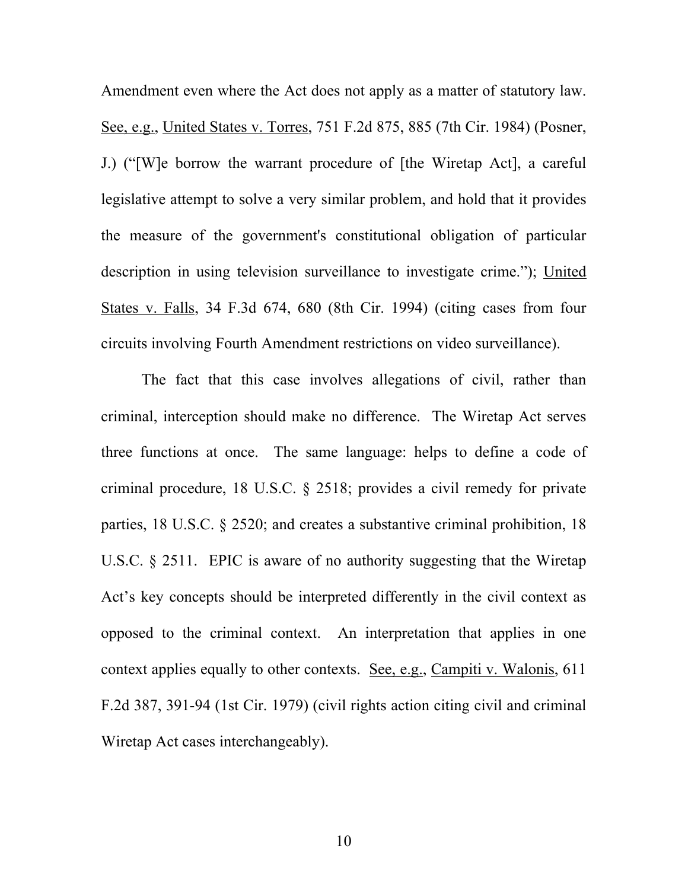Amendment even where the Act does not apply as a matter of statutory law. See, e.g., United States v. Torres, 751 F.2d 875, 885 (7th Cir. 1984) (Posner, J.) ("[W]e borrow the warrant procedure of [the Wiretap Act], a careful legislative attempt to solve a very similar problem, and hold that it provides the measure of the government's constitutional obligation of particular description in using television surveillance to investigate crime."); United States v. Falls, 34 F.3d 674, 680 (8th Cir. 1994) (citing cases from four circuits involving Fourth Amendment restrictions on video surveillance).

The fact that this case involves allegations of civil, rather than criminal, interception should make no difference. The Wiretap Act serves three functions at once. The same language: helps to define a code of criminal procedure, 18 U.S.C. § 2518; provides a civil remedy for private parties, 18 U.S.C. § 2520; and creates a substantive criminal prohibition, 18 U.S.C. § 2511. EPIC is aware of no authority suggesting that the Wiretap Act's key concepts should be interpreted differently in the civil context as opposed to the criminal context. An interpretation that applies in one context applies equally to other contexts. See, e.g., Campiti v. Walonis, 611 F.2d 387, 391-94 (1st Cir. 1979) (civil rights action citing civil and criminal Wiretap Act cases interchangeably).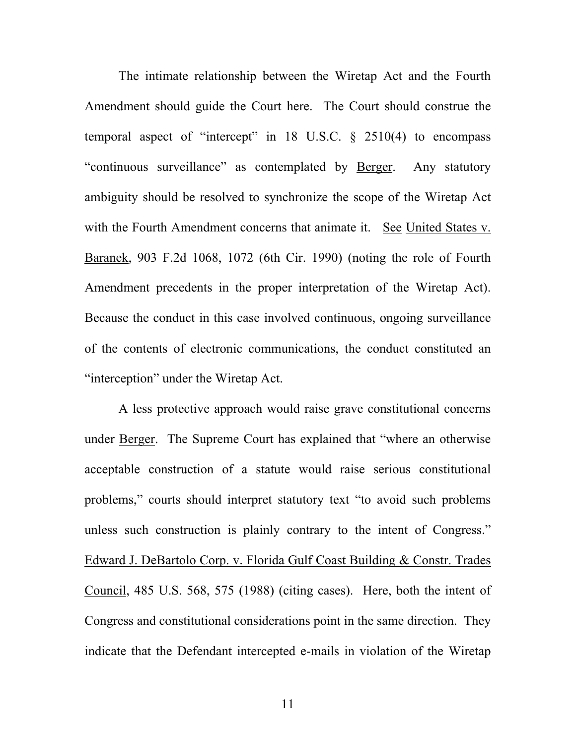The intimate relationship between the Wiretap Act and the Fourth Amendment should guide the Court here. The Court should construe the temporal aspect of "intercept" in 18 U.S.C. § 2510(4) to encompass "continuous surveillance" as contemplated by Berger. Any statutory ambiguity should be resolved to synchronize the scope of the Wiretap Act with the Fourth Amendment concerns that animate it. See United States v. Baranek, 903 F.2d 1068, 1072 (6th Cir. 1990) (noting the role of Fourth Amendment precedents in the proper interpretation of the Wiretap Act). Because the conduct in this case involved continuous, ongoing surveillance of the contents of electronic communications, the conduct constituted an "interception" under the Wiretap Act.

A less protective approach would raise grave constitutional concerns under Berger. The Supreme Court has explained that "where an otherwise acceptable construction of a statute would raise serious constitutional problems," courts should interpret statutory text "to avoid such problems unless such construction is plainly contrary to the intent of Congress." Edward J. DeBartolo Corp. v. Florida Gulf Coast Building & Constr. Trades Council, 485 U.S. 568, 575 (1988) (citing cases). Here, both the intent of Congress and constitutional considerations point in the same direction. They indicate that the Defendant intercepted e-mails in violation of the Wiretap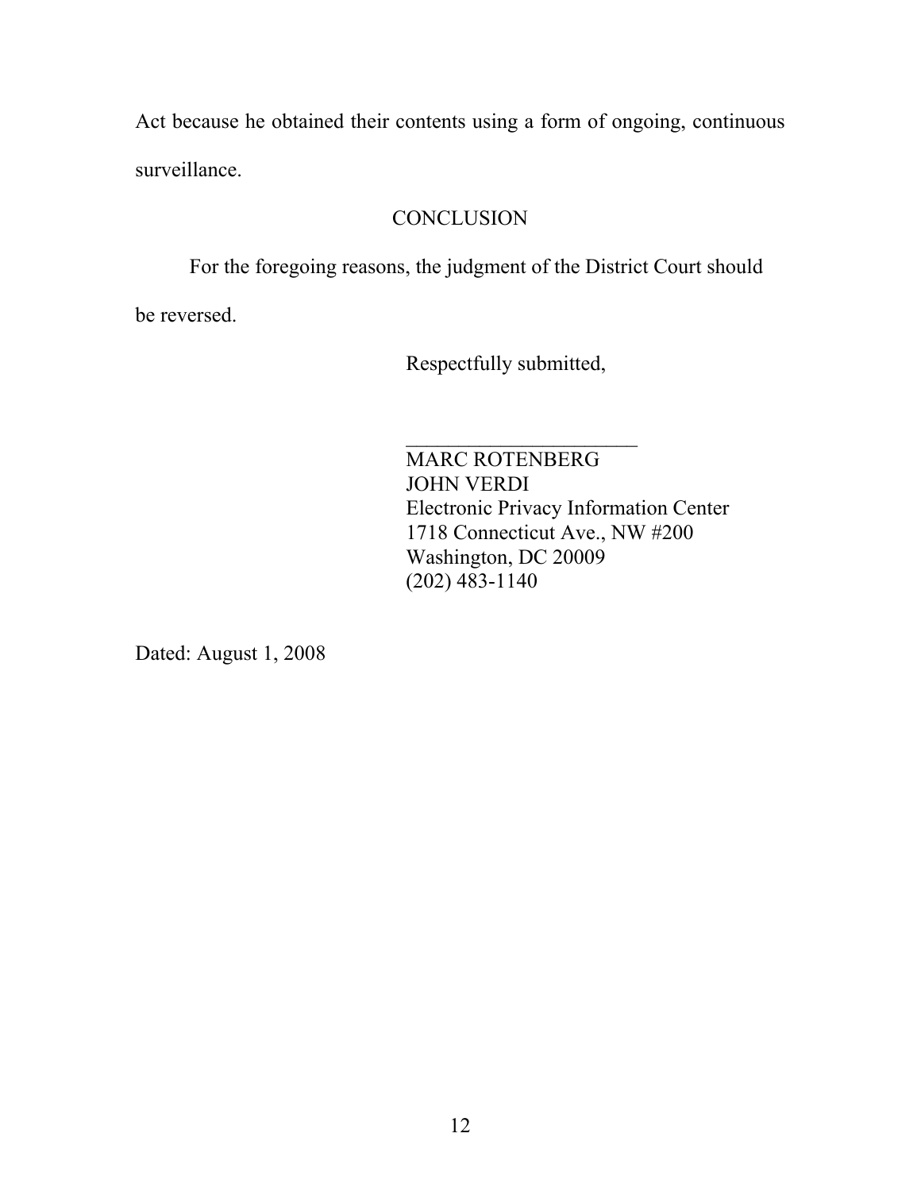Act because he obtained their contents using a form of ongoing, continuous surveillance.

## CONCLUSION

For the foregoing reasons, the judgment of the District Court should be reversed.

Respectfully submitted,

______________________

MARC ROTENBERG
JOHN VERDI
Electronic Privacy Information Center
1718 Connecticut Ave., NW #200
Washington, DC 20009
(202) 483-1140

Dated: August 1, 2008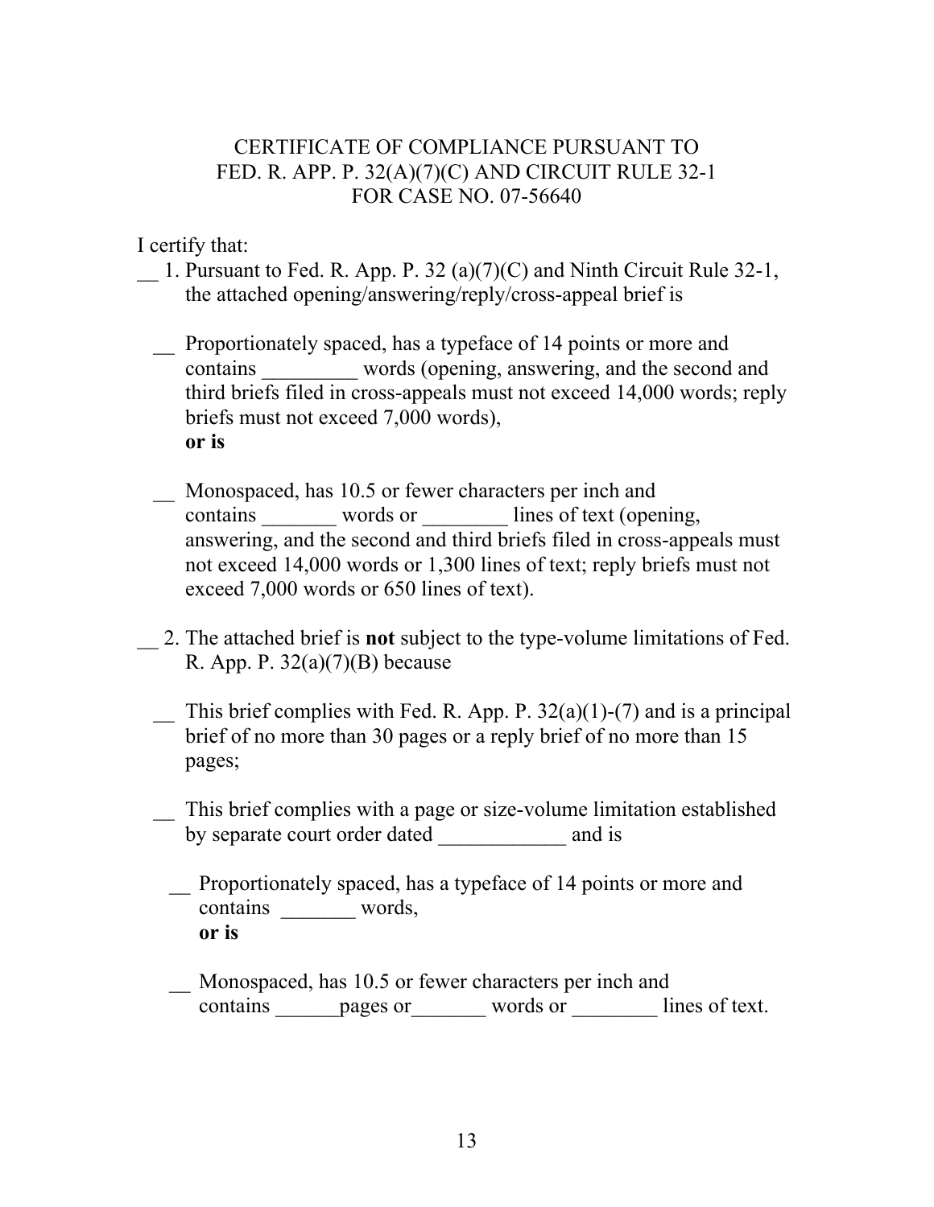CERTIFICATE OF COMPLIANCE PURSUANT TO
FED. R. APP. P. 32(A)(7)(C) AND CIRCUIT RULE 32-1
FOR CASE NO. 07-56640

I certify that:

__ 1. Pursuant to Fed. R. App. P. 32 (a)(7)(C) and Ninth Circuit Rule 32-1, the attached opening/answering/reply/cross-appeal brief is

__ Proportionately spaced, has a typeface of 14 points or more and contains _________ words (opening, answering, and the second and third briefs filed in cross-appeals must not exceed 14,000 words; reply briefs must not exceed 7,000 words),
**or is**

__ Monospaced, has 10.5 or fewer characters per inch and contains _______ words or ________ lines of text (opening, answering, and the second and third briefs filed in cross-appeals must not exceed 14,000 words or 1,300 lines of text; reply briefs must not exceed 7,000 words or 650 lines of text).

__ 2. The attached brief is **not** subject to the type-volume limitations of Fed. R. App. P. 32(a)(7)(B) because

__ This brief complies with Fed. R. App. P. 32(a)(1)-(7) and is a principal brief of no more than 30 pages or a reply brief of no more than 15 pages;

__ This brief complies with a page or size-volume limitation established by separate court order dated ____________ and is

__ Proportionately spaced, has a typeface of 14 points or more and contains _______ words,
**or is**

__ Monospaced, has 10.5 or fewer characters per inch and contains ______pages or_______ words or ________ lines of text.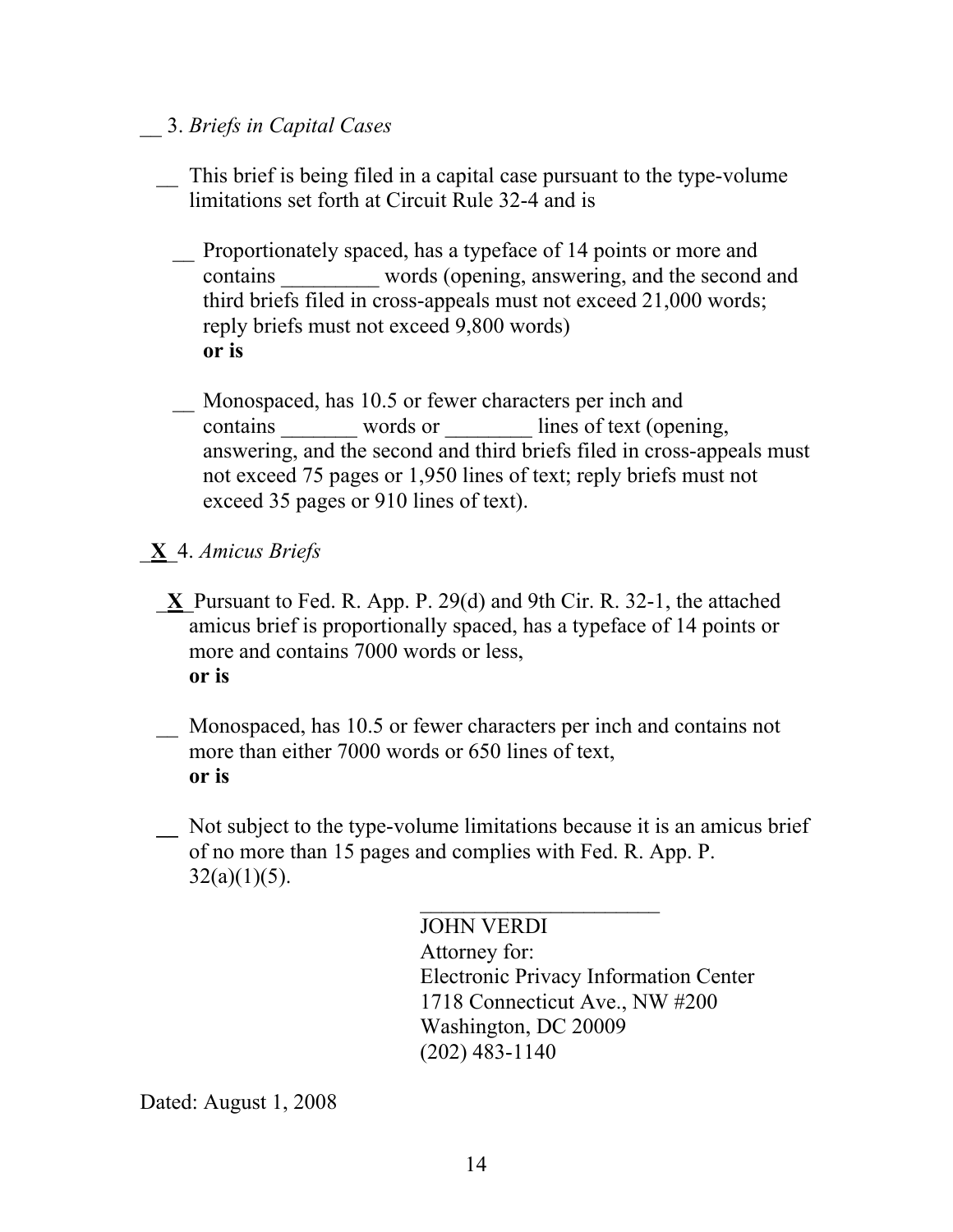__ 3. *Briefs in Capital Cases*

__ This brief is being filed in a capital case pursuant to the type-volume limitations set forth at Circuit Rule 32-4 and is

__ Proportionately spaced, has a typeface of 14 points or more and contains _________ words (opening, answering, and the second and third briefs filed in cross-appeals must not exceed 21,000 words; reply briefs must not exceed 9,800 words)
**or is**

__ Monospaced, has 10.5 or fewer characters per inch and contains _______ words or ________ lines of text (opening, answering, and the second and third briefs filed in cross-appeals must not exceed 75 pages or 1,950 lines of text; reply briefs must not exceed 35 pages or 910 lines of text).

_**X**_ 4. *Amicus Briefs*

_**X**_ Pursuant to Fed. R. App. P. 29(d) and 9th Cir. R. 32-1, the attached amicus brief is proportionally spaced, has a typeface of 14 points or more and contains 7000 words or less,
**or is**

__ Monospaced, has 10.5 or fewer characters per inch and contains not more than either 7000 words or 650 lines of text,
**or is**

__ Not subject to the type-volume limitations because it is an amicus brief of no more than 15 pages and complies with Fed. R. App. P. 32(a)(1)(5).

______________________
JOHN VERDI
Attorney for:
Electronic Privacy Information Center
1718 Connecticut Ave., NW #200
Washington, DC 20009
(202) 483-1140

Dated: August 1, 2008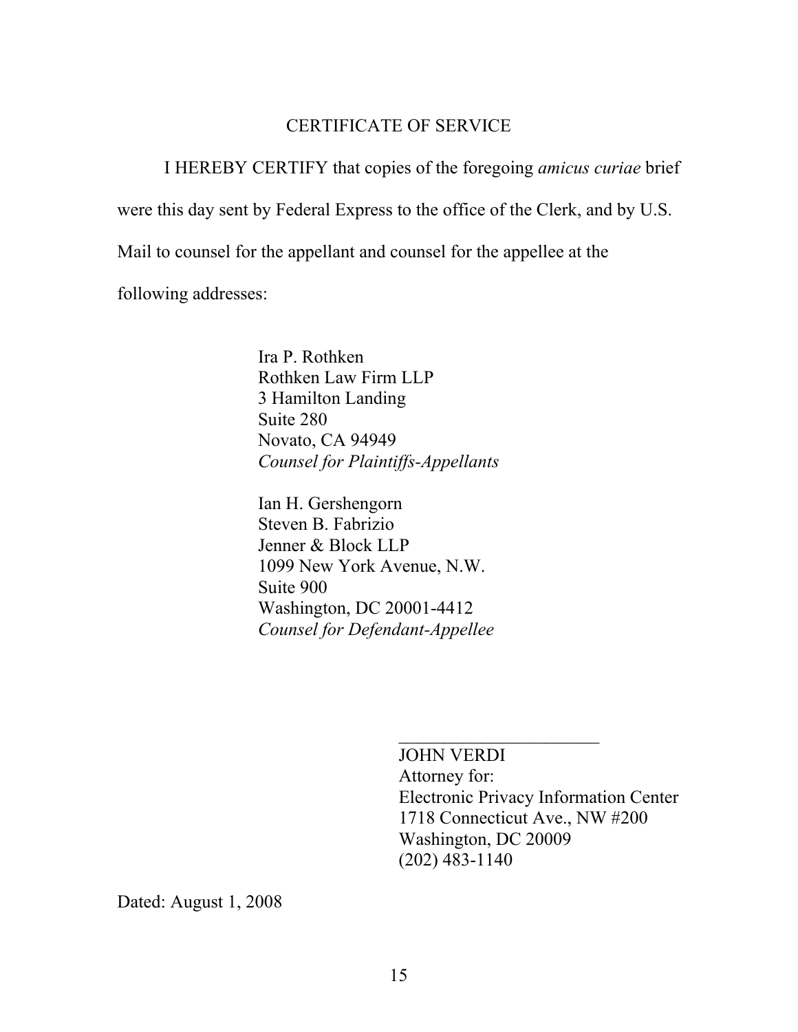# CERTIFICATE OF SERVICE

I HEREBY CERTIFY that copies of the foregoing *amicus curiae* brief were this day sent by Federal Express to the office of the Clerk, and by U.S. Mail to counsel for the appellant and counsel for the appellee at the following addresses:

> Ira P. Rothken
> Rothken Law Firm LLP
> 3 Hamilton Landing
> Suite 280
> Novato, CA 94949
> *Counsel for Plaintiffs-Appellants*
>
> Ian H. Gershengorn
> Steven B. Fabrizio
> Jenner & Block LLP
> 1099 New York Avenue, N.W.
> Suite 900
> Washington, DC 20001-4412
> *Counsel for Defendant-Appellee*

_______________________
JOHN VERDI
Attorney for:
Electronic Privacy Information Center
1718 Connecticut Ave., NW #200
Washington, DC 20009
(202) 483-1140

Dated: August 1, 2008